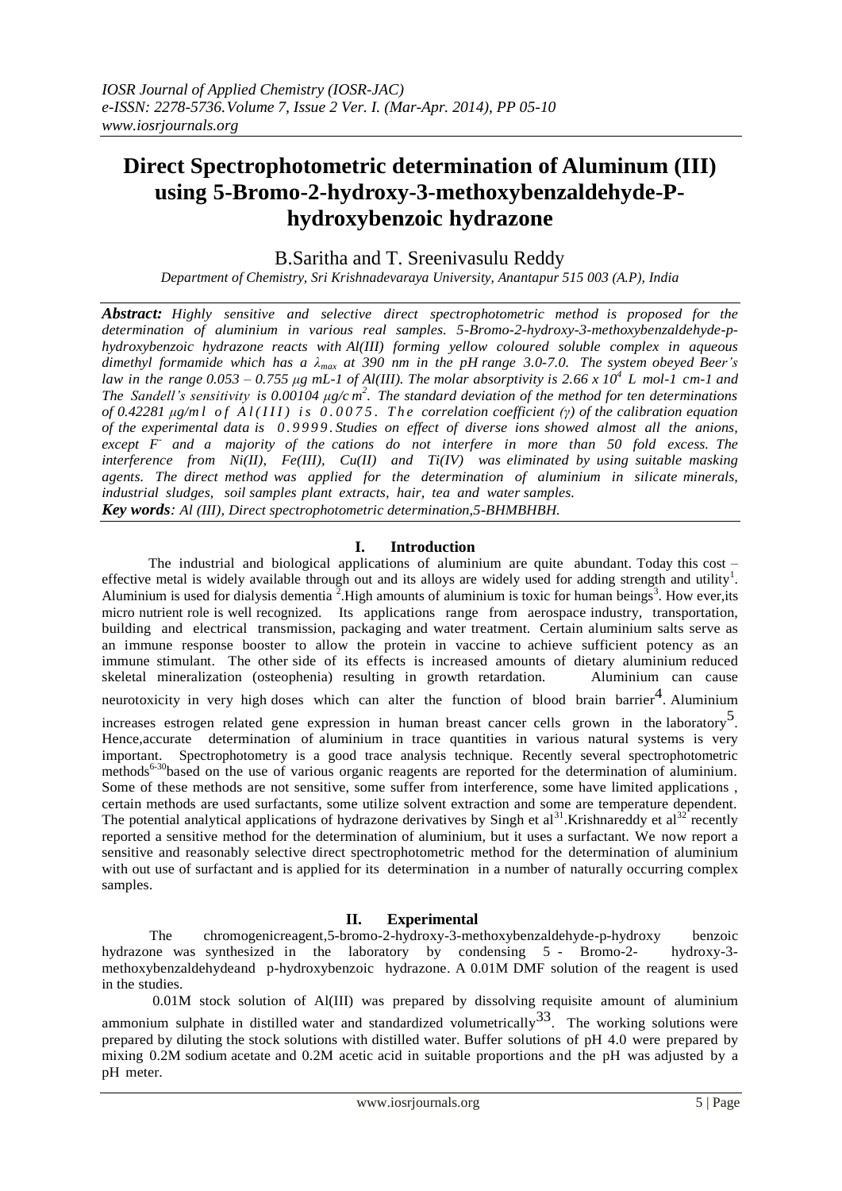# Direct Spectrophotometric determination of Aluminum (III) using 5-Bromo-2-hydroxy-3-methoxybenzaldehyde-P-hydroxybenzoic hydrazone

B.Saritha and T. Sreenivasulu Reddy

*Department of Chemistry, Sri Krishnadevaraya University, Anantapur 515 003 (A.P), India*

***Abstract:*** *Highly sensitive and selective direct spectrophotometric method is proposed for the determination of aluminium in various real samples. 5-Bromo-2-hydroxy-3-methoxybenzaldehyde-p-hydroxybenzoic hydrazone reacts with Al(III) forming yellow coloured soluble complex in aqueous dimethyl formamide which has a $\lambda_{max}$ at 390 nm in the pH range 3.0-7.0. The system obeyed Beer's law in the range 0.053 – 0.755 μg mL-1 of Al(III). The molar absorptivity is $2.66 \times 10^4$ L mol-1 cm-1 and The Sandell's sensitivity is 0.00104 μg/c $m^2$. The standard deviation of the method for ten determinations of 0.42281 μg/ml of Al(III) is 0.0075. The correlation coefficient (γ) of the calibration equation of the experimental data is 0.9999. Studies on effect of diverse ions showed almost all the anions, except $F^-$ and a majority of the cations do not interfere in more than 50 fold excess. The interference from Ni(II), Fe(III), Cu(II) and Ti(IV) was eliminated by using suitable masking agents. The direct method was applied for the determination of aluminium in silicate minerals, industrial sludges, soil samples plant extracts, hair, tea and water samples.*

***Key words****: Al (III), Direct spectrophotometric determination,5-BHMBHBH.*

## I. Introduction

The industrial and biological applications of aluminium are quite abundant. Today this cost – effective metal is widely available through out and its alloys are widely used for adding strength and utility[1]. Aluminium is used for dialysis dementia [2].High amounts of aluminium is toxic for human beings[3]. How ever,its micro nutrient role is well recognized. Its applications range from aerospace industry, transportation, building and electrical transmission, packaging and water treatment. Certain aluminium salts serve as an immune response booster to allow the protein in vaccine to achieve sufficient potency as an immune stimulant. The other side of its effects is increased amounts of dietary aluminium reduced skeletal mineralization (osteophenia) resulting in growth retardation. Aluminium can cause neurotoxicity in very high doses which can alter the function of blood brain barrier[4]. Aluminium increases estrogen related gene expression in human breast cancer cells grown in the laboratory[5]. Hence,accurate determination of aluminium in trace quantities in various natural systems is very important. Spectrophotometry is a good trace analysis technique. Recently several spectrophotometric methods[6-30]based on the use of various organic reagents are reported for the determination of aluminium. Some of these methods are not sensitive, some suffer from interference, some have limited applications , certain methods are used surfactants, some utilize solvent extraction and some are temperature dependent. The potential analytical applications of hydrazone derivatives by Singh et al[31].Krishnareddy et al[32] recently reported a sensitive method for the determination of aluminium, but it uses a surfactant. We now report a sensitive and reasonably selective direct spectrophotometric method for the determination of aluminium with out use of surfactant and is applied for its determination in a number of naturally occurring complex samples.

## II. Experimental

The chromogenicreagent,5-bromo-2-hydroxy-3-methoxybenzaldehyde-p-hydroxy benzoic hydrazone was synthesized in the laboratory by condensing 5 - Bromo-2- hydroxy-3-methoxybenzaldehydeand p-hydroxybenzoic hydrazone. A 0.01M DMF solution of the reagent is used in the studies.

0.01M stock solution of Al(III) was prepared by dissolving requisite amount of aluminium ammonium sulphate in distilled water and standardized volumetrically[33]. The working solutions were prepared by diluting the stock solutions with distilled water. Buffer solutions of pH 4.0 were prepared by mixing 0.2M sodium acetate and 0.2M acetic acid in suitable proportions and the pH was adjusted by a pH meter.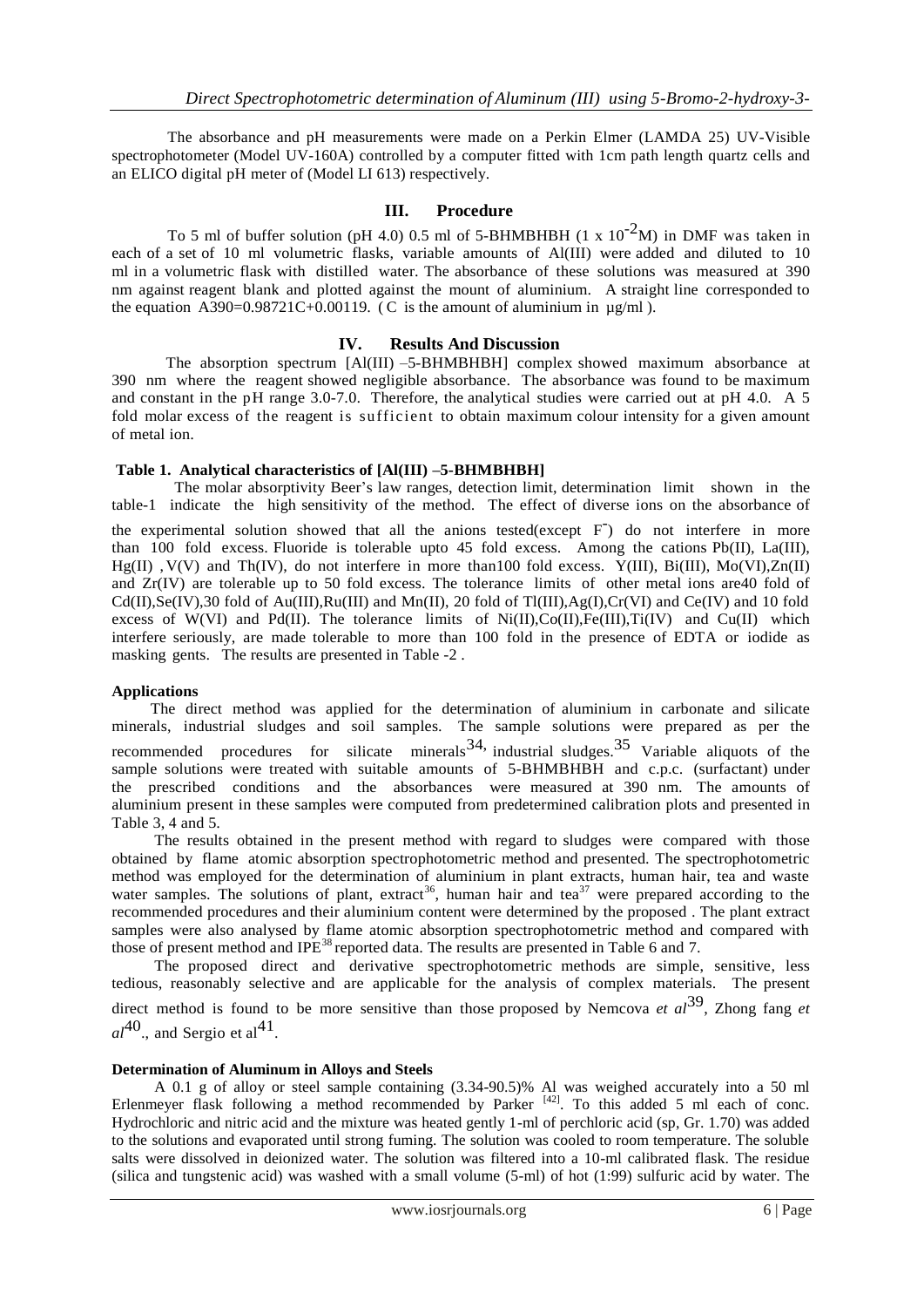The absorbance and pH measurements were made on a Perkin Elmer (LAMDA 25) UV-Visible spectrophotometer (Model UV-160A) controlled by a computer fitted with 1cm path length quartz cells and an ELICO digital pH meter of (Model LI 613) respectively.

## III. Procedure

To 5 ml of buffer solution (pH 4.0) 0.5 ml of 5-BHMBHBH ($1 \times 10^{-2}$M) in DMF was taken in each of a set of 10 ml volumetric flasks, variable amounts of Al(III) were added and diluted to 10 ml in a volumetric flask with distilled water. The absorbance of these solutions was measured at 390 nm against reagent blank and plotted against the mount of aluminium. A straight line corresponded to the equation $A_{390}=0.98721C+0.00119$. ( C is the amount of aluminium in µg/ml ).

## IV. Results And Discussion

The absorption spectrum [Al(III) –5-BHMBHBH] complex showed maximum absorbance at 390 nm where the reagent showed negligible absorbance. The absorbance was found to be maximum and constant in the pH range 3.0-7.0. Therefore, the analytical studies were carried out at pH 4.0. A 5 fold molar excess of the reagent is sufficient to obtain maximum colour intensity for a given amount of metal ion.

**Table 1. Analytical characteristics of [Al(III) –5-BHMBHBH]**

The molar absorptivity Beer's law ranges, detection limit, determination limit shown in the table-1 indicate the high sensitivity of the method. The effect of diverse ions on the absorbance of the experimental solution showed that all the anions tested(except $F^-$) do not interfere in more than 100 fold excess. Fluoride is tolerable upto 45 fold excess. Among the cations Pb(II), La(III), Hg(II) ,V(V) and Th(IV), do not interfere in more than100 fold excess. Y(III), Bi(III), Mo(VI),Zn(II) and Zr(IV) are tolerable up to 50 fold excess. The tolerance limits of other metal ions are40 fold of Cd(II),Se(IV),30 fold of Au(III),Ru(III) and Mn(II), 20 fold of Tl(III),Ag(I),Cr(VI) and Ce(IV) and 10 fold excess of W(VI) and Pd(II). The tolerance limits of Ni(II),Co(II),Fe(III),Ti(IV) and Cu(II) which interfere seriously, are made tolerable to more than 100 fold in the presence of EDTA or iodide as masking gents. The results are presented in Table -2 .

**Applications**

The direct method was applied for the determination of aluminium in carbonate and silicate minerals, industrial sludges and soil samples. The sample solutions were prepared as per the recommended procedures for silicate minerals[34], industrial sludges.[35] Variable aliquots of the sample solutions were treated with suitable amounts of 5-BHMBHBH and c.p.c. (surfactant) under the prescribed conditions and the absorbances were measured at 390 nm. The amounts of aluminium present in these samples were computed from predetermined calibration plots and presented in Table 3, 4 and 5.

The results obtained in the present method with regard to sludges were compared with those obtained by flame atomic absorption spectrophotometric method and presented. The spectrophotometric method was employed for the determination of aluminium in plant extracts, human hair, tea and waste water samples. The solutions of plant, extract[36], human hair and tea[37] were prepared according to the recommended procedures and their aluminium content were determined by the proposed . The plant extract samples were also analysed by flame atomic absorption spectrophotometric method and compared with those of present method and IPE[38] reported data. The results are presented in Table 6 and 7.

The proposed direct and derivative spectrophotometric methods are simple, sensitive, less tedious, reasonably selective and are applicable for the analysis of complex materials. The present direct method is found to be more sensitive than those proposed by Nemcova *et al*[39], Zhong fang *et al*[40]., and Sergio et al[41].

**Determination of Aluminum in Alloys and Steels**

A 0.1 g of alloy or steel sample containing (3.34-90.5)% Al was weighed accurately into a 50 ml Erlenmeyer flask following a method recommended by Parker [42]. To this added 5 ml each of conc. Hydrochloric and nitric acid and the mixture was heated gently 1-ml of perchloric acid (sp, Gr. 1.70) was added to the solutions and evaporated until strong fuming. The solution was cooled to room temperature. The soluble salts were dissolved in deionized water. The solution was filtered into a 10-ml calibrated flask. The residue (silica and tungstenic acid) was washed with a small volume (5-ml) of hot (1:99) sulfuric acid by water. The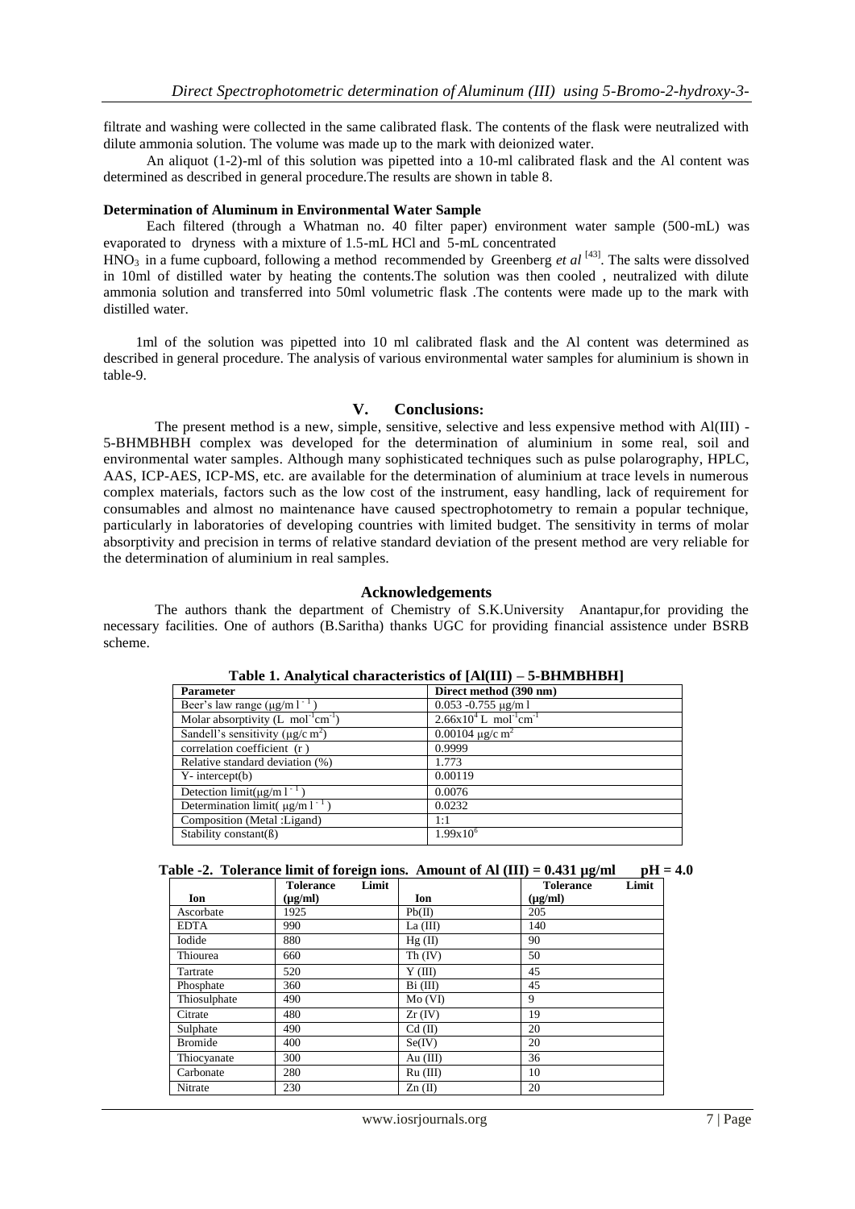filtrate and washing were collected in the same calibrated flask. The contents of the flask were neutralized with dilute ammonia solution. The volume was made up to the mark with deionized water.

An aliquot (1-2)-ml of this solution was pipetted into a 10-ml calibrated flask and the Al content was determined as described in general procedure.The results are shown in table 8.

**Determination of Aluminum in Environmental Water Sample**

Each filtered (through a Whatman no. 40 filter paper) environment water sample (500-mL) was evaporated to dryness with a mixture of 1.5-mL HCl and 5-mL concentrated $HNO_3$ in a fume cupboard, following a method recommended by Greenberg *et al* [43]. The salts were dissolved in 10ml of distilled water by heating the contents.The solution was then cooled , neutralized with dilute ammonia solution and transferred into 50ml volumetric flask .The contents were made up to the mark with distilled water.

1ml of the solution was pipetted into 10 ml calibrated flask and the Al content was determined as described in general procedure. The analysis of various environmental water samples for aluminium is shown in table-9.

## V. Conclusions:

The present method is a new, simple, sensitive, selective and less expensive method with Al(III) - 5-BHMBHBH complex was developed for the determination of aluminium in some real, soil and environmental water samples. Although many sophisticated techniques such as pulse polarography, HPLC, AAS, ICP-AES, ICP-MS, etc. are available for the determination of aluminium at trace levels in numerous complex materials, factors such as the low cost of the instrument, easy handling, lack of requirement for consumables and almost no maintenance have caused spectrophotometry to remain a popular technique, particularly in laboratories of developing countries with limited budget. The sensitivity in terms of molar absorptivity and precision in terms of relative standard deviation of the present method are very reliable for the determination of aluminium in real samples.

## Acknowledgements

The authors thank the department of Chemistry of S.K.University Anantapur,for providing the necessary facilities. One of authors (B.Saritha) thanks UGC for providing financial assistence under BSRB scheme.

**Table 1. Analytical characteristics of [Al(III) – 5-BHMBHBH]**

| Parameter | Direct method (390 nm) |
|---|---|
| Beer's law range ($\mu g/ml^{-1}$) | 0.053 -0.755 μg/m l |
| Molar absorptivity (L $mol^{-1}cm^{-1}$) | $2.66\times10^4$ L $mol^{-1}cm^{-1}$ |
| Sandell's sensitivity ($\mu g/c\, m^2$) | 0.00104 $\mu g/c\, m^2$ |
| correlation coefficient (r ) | 0.9999 |
| Relative standard deviation (%) | 1.773 |
| Y- intercept(b) | 0.00119 |
| Detection limit($\mu g/ml^{-1}$) | 0.0076 |
| Determination limit( $\mu g/ml^{-1}$) | 0.0232 |
| Composition (Metal :Ligand) | 1:1 |
| Stability constant(ß) | $1.99\times10^6$ |

**Table -2. Tolerance limit of foreign ions. Amount of Al (III) = 0.431 μg/ml pH = 4.0**

| Ion | Tolerance Limit (μg/ml) | Ion | Tolerance Limit (μg/ml) |
|---|---|---|---|
| Ascorbate | 1925 | Pb(II) | 205 |
| EDTA | 990 | La (III) | 140 |
| Iodide | 880 | Hg (II) | 90 |
| Thiourea | 660 | Th (IV) | 50 |
| Tartrate | 520 | Y (III) | 45 |
| Phosphate | 360 | Bi (III) | 45 |
| Thiosulphate | 490 | Mo (VI) | 9 |
| Citrate | 480 | Zr (IV) | 19 |
| Sulphate | 490 | Cd (II) | 20 |
| Bromide | 400 | Se(IV) | 20 |
| Thiocyanate | 300 | Au (III) | 36 |
| Carbonate | 280 | Ru (III) | 10 |
| Nitrate | 230 | Zn (II) | 20 |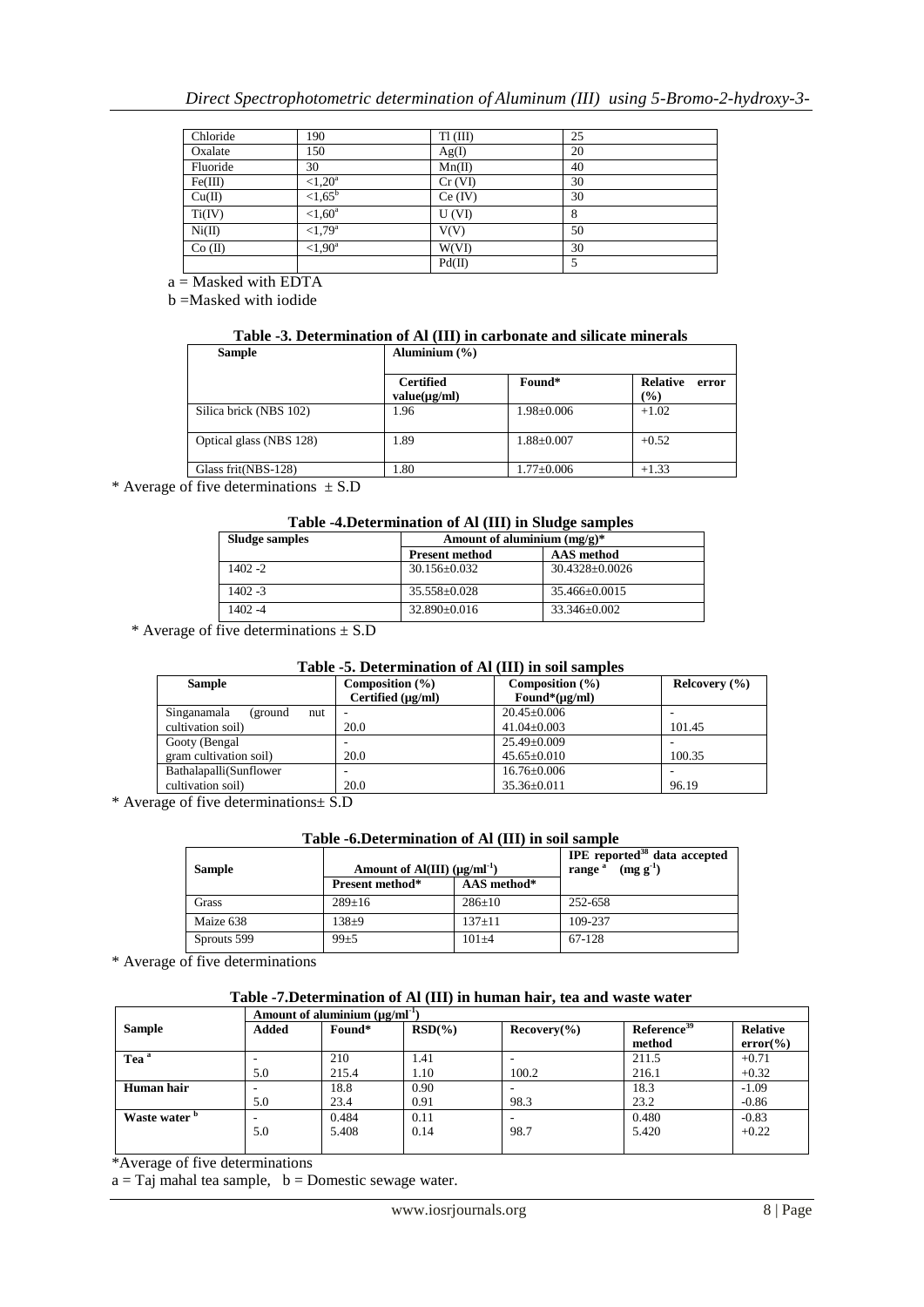| Chloride | 190 | Tl (III) | 25 |
|---|---|---|---|
| Oxalate | 150 | Ag(I) | 20 |
| Fluoride | 30 | Mn(II) | 40 |
| Fe(III) | <1,20[a] | Cr (VI) | 30 |
| Cu(II) | <1,65[b] | Ce (IV) | 30 |
| Ti(IV) | <1,60[a] | U (VI) | 8 |
| Ni(II) | <1,79[a] | V(V) | 50 |
| Co (II) | <1,90[a] | W(VI) | 30 |
| | | Pd(II) | 5 |

a = Masked with EDTA

b =Masked with iodide

**Table -3. Determination of Al (III) in carbonate and silicate minerals**

| Sample | Aluminium (%) | | |
|---|---|---|---|
| | Certified value(μg/ml) | Found* | Relative error (%) |
| Silica brick (NBS 102) | 1.96 | 1.98±0.006 | +1.02 |
| Optical glass (NBS 128) | 1.89 | 1.88±0.007 | +0.52 |
| Glass frit(NBS-128) | 1.80 | 1.77±0.006 | +1.33 |

\* Average of five determinations ± S.D

**Table -4.Determination of Al (III) in Sludge samples**

| Sludge samples | Amount of aluminium (mg/g)* | |
|---|---|---|
| | Present method | AAS method |
| 1402 -2 | 30.156±0.032 | 30.4328±0.0026 |
| 1402 -3 | 35.558±0.028 | 35.466±0.0015 |
| 1402 -4 | 32.890±0.016 | 33.346±0.002 |

\* Average of five determinations ± S.D

**Table -5. Determination of Al (III) in soil samples**

| Sample | Composition (%) Certified (μg/ml) | Composition (%) Found*(μg/ml) | Relcovery (%) |
|---|---|---|---|
| Singanamala (ground nut cultivation soil) | - | 20.45±0.006 | - |
| | 20.0 | 41.04±0.003 | 101.45 |
| Gooty (Bengal gram cultivation soil) | - | 25.49±0.009 | - |
| | 20.0 | 45.65±0.010 | 100.35 |
| Bathalapalli(Sunflower cultivation soil) | - | 16.76±0.006 | - |
| | 20.0 | 35.36±0.011 | 96.19 |

\* Average of five determinations± S.D

**Table -6.Determination of Al (III) in soil sample**

| Sample | Amount of Al(III) ($\mu g ml^{-1}$) | | IPE reported[38] data accepted range [a] ($mg\ g^{-1}$) |
|---|---|---|---|
| | Present method* | AAS method* | |
| Grass | 289±16 | 286±10 | 252-658 |
| Maize 638 | 138±9 | 137±11 | 109-237 |
| Sprouts 599 | 99±5 | 101±4 | 67-128 |

\* Average of five determinations

**Table -7.Determination of Al (III) in human hair, tea and waste water**

| Sample | Amount of aluminium ($\mu g/ml^{-1}$) | | | | | |
|---|---|---|---|---|---|---|
| | Added | Found* | RSD(%) | Recovery(%) | Reference[39] method | Relative error(%) |
| **Tea [a]** | - | 210 | 1.41 | - | 211.5 | +0.71 |
| | 5.0 | 215.4 | 1.10 | 100.2 | 216.1 | +0.32 |
| **Human hair** | - | 18.8 | 0.90 | - | 18.3 | -1.09 |
| | 5.0 | 23.4 | 0.91 | 98.3 | 23.2 | -0.86 |
| **Waste water [b]** | - | 0.484 | 0.11 | - | 0.480 | -0.83 |
| | 5.0 | 5.408 | 0.14 | 98.7 | 5.420 | +0.22 |

*Average of five determinations

a = Taj mahal tea sample, b = Domestic sewage water.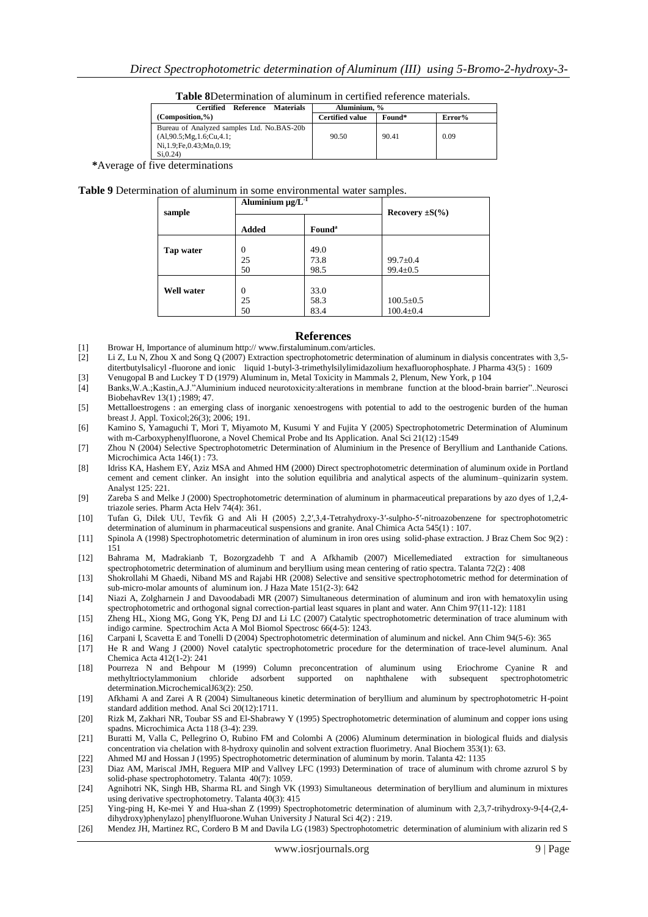**Table 8** Determination of aluminum in certified reference materials.

| Certified Reference Materials (Composition,%) | Aluminium, % | | |
|---|---|---|---|
| | Certified value | Found* | Error% |
| Bureau of Analyzed samples Ltd. No.BAS-20b (Al,90.5;Mg,1.6;Cu,4.1; Ni,1.9;Fe,0.43;Mn,0.19; Si,0.24) | 90.50 | 90.41 | 0.09 |

*Average of five determinations

**Table 9** Determination of aluminum in some environmental water samples.

| sample | Aluminium $\mu g/L^{-1}$ | | Recovery ±S(%) |
|---|---|---|---|
| | Added | Found[a] | |
| Tap water | 0 | 49.0 | |
| | 25 | 73.8 | 99.7±0.4 |
| | 50 | 98.5 | 99.4±0.5 |
| Well water | 0 | 33.0 | |
| | 25 | 58.3 | 100.5±0.5 |
| | 50 | 83.4 | 100.4±0.4 |

## References

[1] Browar H, Importance of aluminum http:// www.firstaluminum.com/articles.

[2] Li Z, Lu N, Zhou X and Song Q (2007) Extraction spectrophotometric determination of aluminum in dialysis concentrates with 3,5-ditertbutylsalicyl -fluorone and ionic liquid 1-butyl-3-trimethylsilylimidazolium hexafluorophosphate. J Pharma 43(5) : 1609

[3] Venugopal B and Luckey T D (1979) Aluminum in, Metal Toxicity in Mammals 2, Plenum, New York, p 104

[4] Banks,W.A.;Kastin,A.J."Aluminium induced neurotoxicity:alterations in membrane function at the blood-brain barrier"..Neurosci BiobehavRev 13(1) ;1989; 47.

[5] Mettalloestrogens : an emerging class of inorganic xenoestrogens with potential to add to the oestrogenic burden of the human breast J. Appl. Toxicol;26(3); 2006; 191.

[6] Kamino S, Yamaguchi T, Mori T, Miyamoto M, Kusumi Y and Fujita Y (2005) Spectrophotometric Determination of Aluminum with m-Carboxyphenylfluorone, a Novel Chemical Probe and Its Application. Anal Sci 21(12) :1549

[7] Zhou N (2004) Selective Spectrophotometric Determination of Aluminium in the Presence of Beryllium and Lanthanide Cations. Microchimica Acta 146(1) : 73.

[8] Idriss KA, Hashem EY, Aziz MSA and Ahmed HM (2000) Direct spectrophotometric determination of aluminum oxide in Portland cement and cement clinker. An insight into the solution equilibria and analytical aspects of the aluminum–quinizarin system. Analyst 125: 221.

[9] Zareba S and Melke J (2000) Spectrophotometric determination of aluminum in pharmaceutical preparations by azo dyes of 1,2,4-triazole series. Pharm Acta Helv 74(4): 361.

[10] Tufan G, Dilek UU, Tevfik G and Ali H (2005) 2,2′,3,4-Tetrahydroxy-3′-sulpho-5′-nitroazobenzene for spectrophotometric determination of aluminum in pharmaceutical suspensions and granite. Anal Chimica Acta 545(1) : 107.

[11] Spinola A (1998) Spectrophotometric determination of aluminum in iron ores using solid-phase extraction. J Braz Chem Soc 9(2) : 151

[12] Bahrama M, Madrakianb T, Bozorgzadehb T and A Afkhamib (2007) Micellemediated extraction for simultaneous spectrophotometric determination of aluminum and beryllium using mean centering of ratio spectra. Talanta 72(2) : 408

[13] Shokrollahi M Ghaedi, Niband MS and Rajabi HR (2008) Selective and sensitive spectrophotometric method for determination of sub-micro-molar amounts of aluminum ion. J Haza Mate 151(2-3): 642

[14] Niazi A, Zolgharnein J and Davoodabadi MR (2007) Simultaneous determination of aluminum and iron with hematoxylin using spectrophotometric and orthogonal signal correction-partial least squares in plant and water. Ann Chim 97(11-12): 1181

[15] Zheng HL, Xiong MG, Gong YK, Peng DJ and Li LC (2007) Catalytic spectrophotometric determination of trace aluminum with indigo carmine. Spectrochim Acta A Mol Biomol Spectrosc 66(4-5): 1243.

[16] Carpani I, Scavetta E and Tonelli D (2004) Spectrophotometric determination of aluminum and nickel. Ann Chim 94(5-6): 365

[17] He R and Wang J (2000) Novel catalytic spectrophotometric procedure for the determination of trace-level aluminum. Anal Chemica Acta 412(1-2): 241

[18] Pourreza N and Behpour M (1999) Column preconcentration of aluminum using Eriochrome Cyanine R and methyltrioctylammonium chloride adsorbent supported on naphthalene with subsequent spectrophotometric determination.MicrochemicalJ63(2): 250.

[19] Afkhami A and Zarei A R (2004) Simultaneous kinetic determination of beryllium and aluminum by spectrophotometric H-point standard addition method. Anal Sci 20(12):1711.

[20] Rizk M, Zakhari NR, Toubar SS and El-Shabrawy Y (1995) Spectrophotometric determination of aluminum and copper ions using spadns. Microchimica Acta 118 (3-4): 239.

[21] Buratti M, Valla C, Pellegrino O, Rubino FM and Colombi A (2006) Aluminum determination in biological fluids and dialysis concentration via chelation with 8-hydroxy quinolin and solvent extraction fluorimetry. Anal Biochem 353(1): 63.

[22] Ahmed MJ and Hossan J (1995) Spectrophotometric determination of aluminum by morin. Talanta 42: 1135

[23] Diaz AM, Mariscal JMH, Reguera MIP and Vallvey LFC (1993) Determination of trace of aluminum with chrome azrurol S by solid-phase spectrophotometry. Talanta 40(7): 1059.

[24] Agnihotri NK, Singh HB, Sharma RL and Singh VK (1993) Simultaneous determination of beryllium and aluminum in mixtures using derivative spectrophotometry. Talanta 40(3): 415

[25] Ying-ping H, Ke-mei Y and Hua-shan Z (1999) Spectrophotometric determination of aluminum with 2,3,7-trihydroxy-9-[4-(2,4-dihydroxy)phenylazo] phenylfluorone.Wuhan University J Natural Sci 4(2) : 219.

[26] Mendez JH, Martinez RC, Cordero B M and Davila LG (1983) Spectrophotometric determination of aluminium with alizarin red S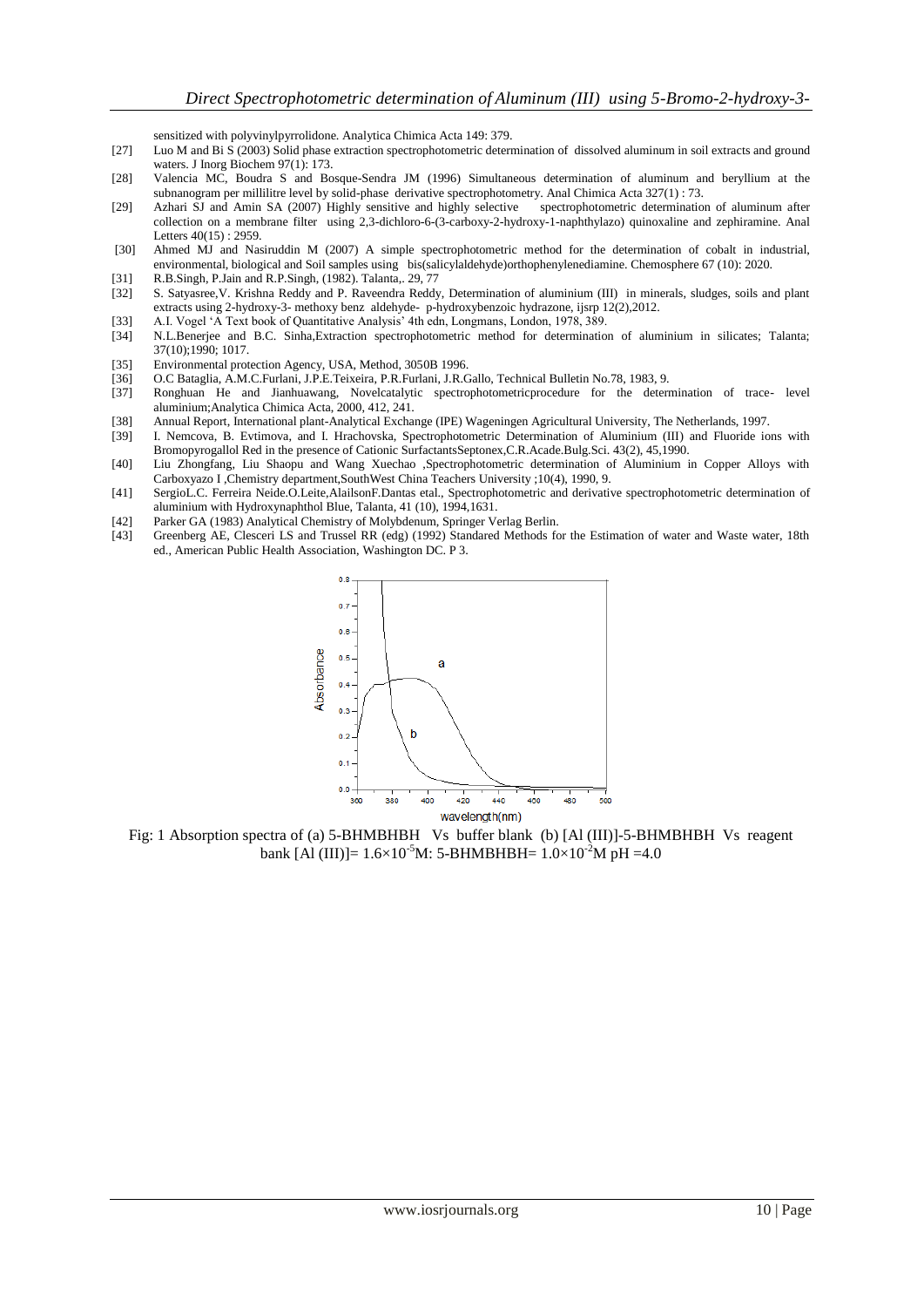sensitized with polyvinylpyrrolidone. Analytica Chimica Acta 149: 379.

[27] Luo M and Bi S (2003) Solid phase extraction spectrophotometric determination of dissolved aluminum in soil extracts and ground waters. J Inorg Biochem 97(1): 173.

[28] Valencia MC, Boudra S and Bosque-Sendra JM (1996) Simultaneous determination of aluminum and beryllium at the subnanogram per millilitre level by solid-phase derivative spectrophotometry. Anal Chimica Acta 327(1) : 73.

[29] Azhari SJ and Amin SA (2007) Highly sensitive and highly selective spectrophotometric determination of aluminum after collection on a membrane filter using 2,3-dichloro-6-(3-carboxy-2-hydroxy-1-naphthylazo) quinoxaline and zephiramine. Anal Letters 40(15) : 2959.

[30] Ahmed MJ and Nasiruddin M (2007) A simple spectrophotometric method for the determination of cobalt in industrial, environmental, biological and Soil samples using bis(salicylaldehyde)orthophenylenediamine. Chemosphere 67 (10): 2020.

[31] R.B.Singh, P.Jain and R.P.Singh, (1982). Talanta,. 29, 77

[32] S. Satyasree,V. Krishna Reddy and P. Raveendra Reddy, Determination of aluminium (III) in minerals, sludges, soils and plant extracts using 2-hydroxy-3- methoxy benz aldehyde- p-hydroxybenzoic hydrazone, ijsrp 12(2),2012.

[33] A.I. Vogel 'A Text book of Quantitative Analysis' 4th edn, Longmans, London, 1978, 389.

[34] N.L.Benerjee and B.C. Sinha,Extraction spectrophotometric method for determination of aluminium in silicates; Talanta; 37(10);1990; 1017.

[35] Environmental protection Agency, USA, Method, 3050B 1996.

[36] O.C Bataglia, A.M.C.Furlani, J.P.E.Teixeira, P.R.Furlani, J.R.Gallo, Technical Bulletin No.78, 1983, 9.

[37] Ronghuan He and Jianhuawang, Novelcatalytic spectrophotometricprocedure for the determination of trace- level aluminium;Analytica Chimica Acta, 2000, 412, 241.

[38] Annual Report, International plant-Analytical Exchange (IPE) Wageningen Agricultural University, The Netherlands, 1997.

[39] I. Nemcova, B. Evtimova, and I. Hrachovska, Spectrophotometric Determination of Aluminium (III) and Fluoride ions with Bromopyrogallol Red in the presence of Cationic SurfactantsSeptonex,C.R.Acade.Bulg.Sci. 43(2), 45,1990.

[40] Liu Zhongfang, Liu Shaopu and Wang Xuechao ,Spectrophotometric determination of Aluminium in Copper Alloys with Carboxyazo I ,Chemistry department,SouthWest China Teachers University ;10(4), 1990, 9.

[41] SergioL.C. Ferreira Neide.O.Leite,AlailsonF.Dantas etal., Spectrophotometric and derivative spectrophotometric determination of aluminium with Hydroxynaphthol Blue, Talanta, 41 (10), 1994,1631.

[42] Parker GA (1983) Analytical Chemistry of Molybdenum, Springer Verlag Berlin.

[43] Greenberg AE, Clesceri LS and Trussel RR (edg) (1992) Standard Methods for the Estimation of water and Waste water, 18th ed., American Public Health Association, Washington DC. P 3.

Absorbance

0.8
0.7
0.6
0.5
0.4
0.3
0.2
0.1
0.0

a

b

360 380 400 420 440 460 480 500

wavelength(nm)

Fig: 1 Absorption spectra of (a) 5-BHMBHBH Vs buffer blank (b) [Al (III)]-5-BHMBHBH Vs reagent bank [Al (III)]= $1.6\times10^{-5}$M: 5-BHMBHBH= $1.0\times10^{-2}$M pH =4.0